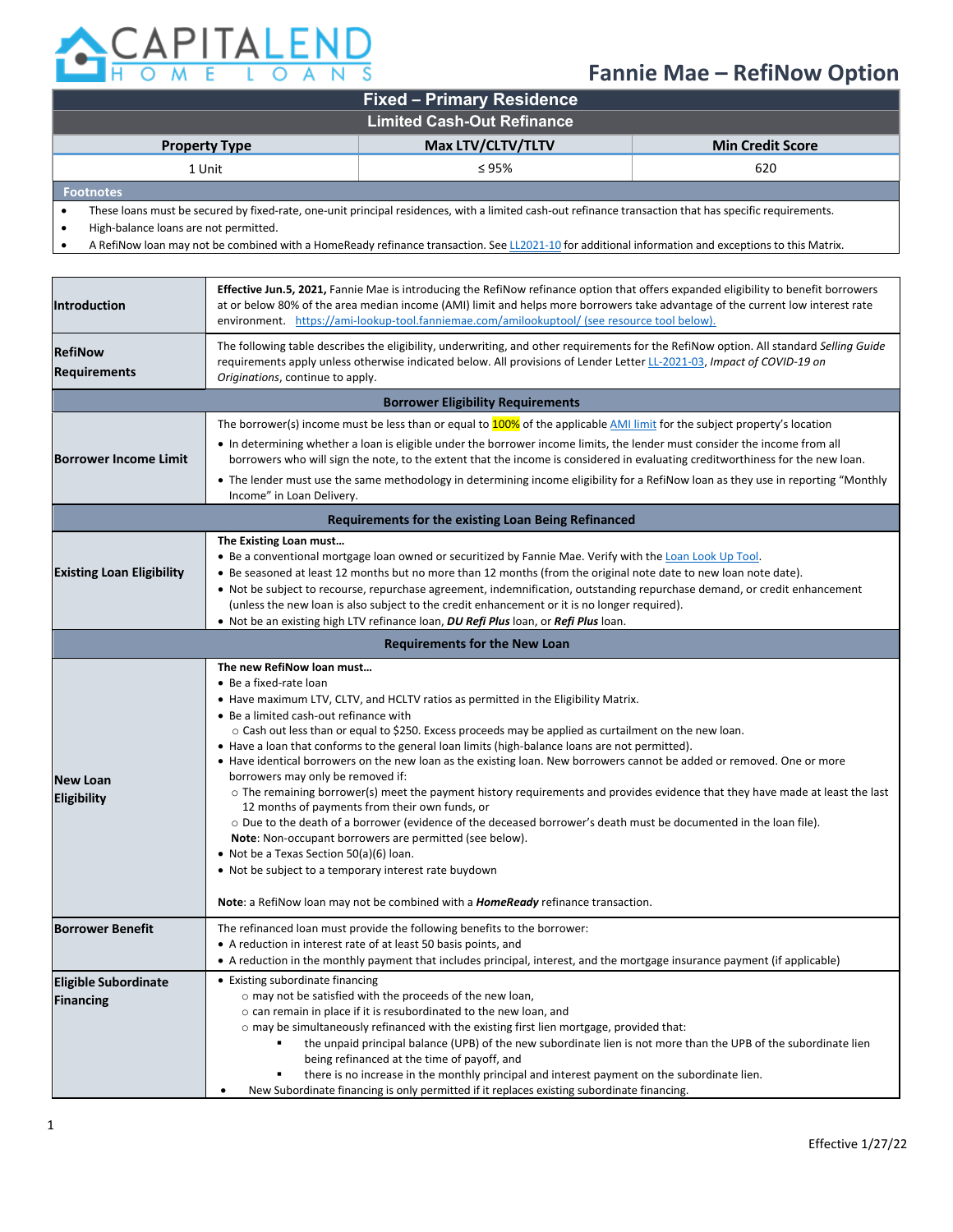# CAPITALEND HOME LOANS

## Fannie Mae – RefiNow Option

| Fixed – Primary Residence | | |
|---|---|---|
| **Limited Cash-Out Refinance** | | |
| **Property Type** | **Max LTV/CLTV/TLTV** | **Min Credit Score** |
| 1 Unit | ≤ 95% | 620 |

**Footnotes**

- These loans must be secured by fixed-rate, one-unit principal residences, with a limited cash-out refinance transaction that has specific requirements.
- High-balance loans are not permitted.
- A RefiNow loan may not be combined with a HomeReady refinance transaction. See LL2021-10 for additional information and exceptions to this Matrix.

| | |
|---|---|
| **Introduction** | **Effective Jun.5, 2021,** Fannie Mae is introducing the RefiNow refinance option that offers expanded eligibility to benefit borrowers at or below 80% of the area median income (AMI) limit and helps more borrowers take advantage of the current low interest rate environment. https://ami-lookup-tool.fanniemae.com/amilookuptool/ (see resource tool below). |
| **RefiNow Requirements** | The following table describes the eligibility, underwriting, and other requirements for the RefiNow option. All standard *Selling Guide* requirements apply unless otherwise indicated below. All provisions of Lender Letter LL-2021-03, *Impact of COVID-19 on Originations*, continue to apply. |
| **Borrower Eligibility Requirements** | |
| **Borrower Income Limit** | The borrower(s) income must be less than or equal to 100% of the applicable AMI limit for the subject property's location<br>• In determining whether a loan is eligible under the borrower income limits, the lender must consider the income from all borrowers who will sign the note, to the extent that the income is considered in evaluating creditworthiness for the new loan.<br>• The lender must use the same methodology in determining income eligibility for a RefiNow loan as they use in reporting "Monthly Income" in Loan Delivery. |
| **Requirements for the existing Loan Being Refinanced** | |
| **Existing Loan Eligibility** | **The Existing Loan must…**<br>• Be a conventional mortgage loan owned or securitized by Fannie Mae. Verify with the Loan Look Up Tool.<br>• Be seasoned at least 12 months but no more than 12 months (from the original note date to new loan note date).<br>• Not be subject to recourse, repurchase agreement, indemnification, outstanding repurchase demand, or credit enhancement (unless the new loan is also subject to the credit enhancement or it is no longer required).<br>• Not be an existing high LTV refinance loan, ***DU Refi Plus*** loan, or ***Refi Plus*** loan. |
| **Requirements for the New Loan** | |
| **New Loan Eligibility** | **The new RefiNow loan must…**<br>• Be a fixed-rate loan<br>• Have maximum LTV, CLTV, and HCLTV ratios as permitted in the Eligibility Matrix.<br>• Be a limited cash-out refinance with<br>  ○ Cash out less than or equal to $250. Excess proceeds may be applied as curtailment on the new loan.<br>• Have a loan that conforms to the general loan limits (high-balance loans are not permitted).<br>• Have identical borrowers on the new loan as the existing loan. New borrowers cannot be added or removed. One or more borrowers may only be removed if:<br>  ○ The remaining borrower(s) meet the payment history requirements and provides evidence that they have made at least the last 12 months of payments from their own funds, or<br>  ○ Due to the death of a borrower (evidence of the deceased borrower's death must be documented in the loan file).<br>  **Note**: Non-occupant borrowers are permitted (see below).<br>• Not be a Texas Section 50(a)(6) loan.<br>• Not be subject to a temporary interest rate buydown<br><br>**Note**: a RefiNow loan may not be combined with a ***HomeReady*** refinance transaction. |
| **Borrower Benefit** | The refinanced loan must provide the following benefits to the borrower:<br>• A reduction in interest rate of at least 50 basis points, and<br>• A reduction in the monthly payment that includes principal, interest, and the mortgage insurance payment (if applicable) |
| **Eligible Subordinate Financing** | • Existing subordinate financing<br>  ○ may not be satisfied with the proceeds of the new loan,<br>  ○ can remain in place if it is resubordinated to the new loan, and<br>  ○ may be simultaneously refinanced with the existing first lien mortgage, provided that:<br>    ▪ the unpaid principal balance (UPB) of the new subordinate lien is not more than the UPB of the subordinate lien being refinanced at the time of payoff, and<br>    ▪ there is no increase in the monthly principal and interest payment on the subordinate lien.<br>• New Subordinate financing is only permitted if it replaces existing subordinate financing. |

Effective 1/27/22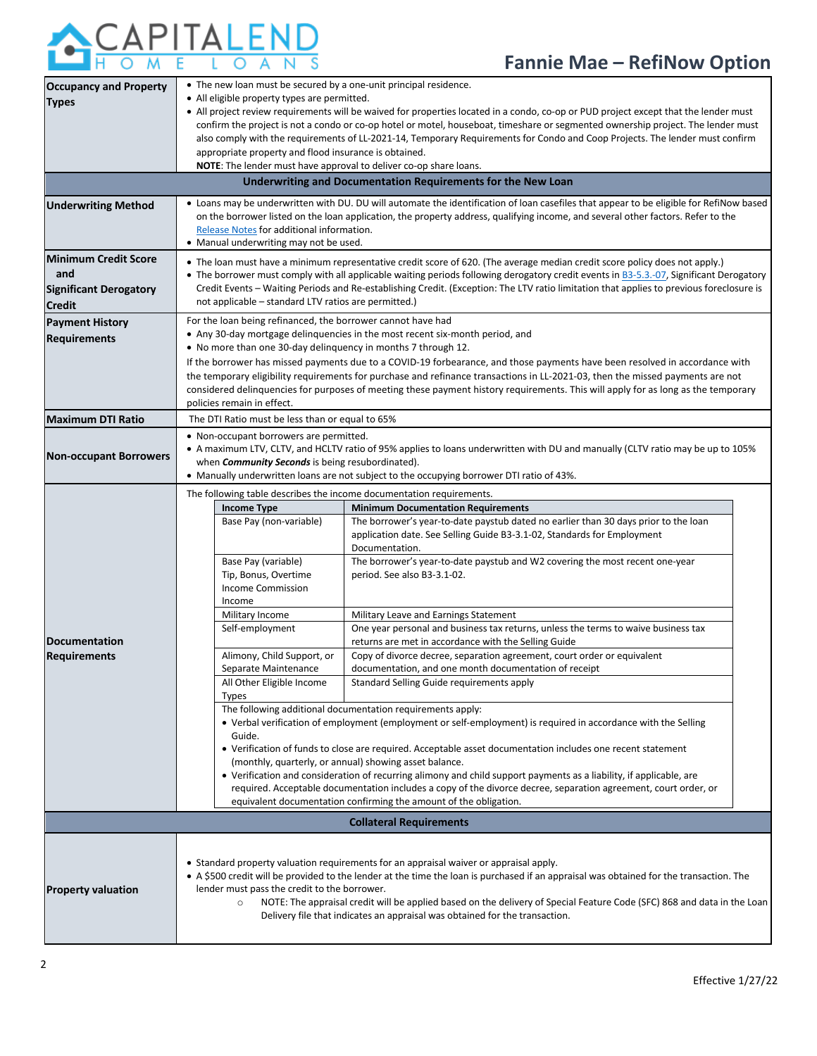# Fannie Mae – RefiNow Option

| | |
|---|---|
| **Occupancy and Property Types** | • The new loan must be secured by a one-unit principal residence.<br>• All eligible property types are permitted.<br>• All project review requirements will be waived for properties located in a condo, co-op or PUD project except that the lender must confirm the project is not a condo or co-op hotel or motel, houseboat, timeshare or segmented ownership project. The lender must also comply with the requirements of LL-2021-14, Temporary Requirements for Condo and Coop Projects. The lender must confirm appropriate property and flood insurance is obtained.<br>**NOTE**: The lender must have approval to deliver co-op share loans. |
| **Underwriting and Documentation Requirements for the New Loan** | |
| **Underwriting Method** | • Loans may be underwritten with DU. DU will automate the identification of loan casefiles that appear to be eligible for RefiNow based on the borrower listed on the loan application, the property address, qualifying income, and several other factors. Refer to the Release Notes for additional information.<br>• Manual underwriting may not be used. |
| **Minimum Credit Score and Significant Derogatory Credit** | • The loan must have a minimum representative credit score of 620. (The average median credit score policy does not apply.)<br>• The borrower must comply with all applicable waiting periods following derogatory credit events in B3-5.3.-07, Significant Derogatory Credit Events – Waiting Periods and Re-establishing Credit. (Exception: The LTV ratio limitation that applies to previous foreclosure is not applicable – standard LTV ratios are permitted.) |
| **Payment History Requirements** | For the loan being refinanced, the borrower cannot have had<br>• Any 30-day mortgage delinquencies in the most recent six-month period, and<br>• No more than one 30-day delinquency in months 7 through 12.<br>If the borrower has missed payments due to a COVID-19 forbearance, and those payments have been resolved in accordance with the temporary eligibility requirements for purchase and refinance transactions in LL-2021-03, then the missed payments are not considered delinquencies for purposes of meeting these payment history requirements. This will apply for as long as the temporary policies remain in effect. |
| **Maximum DTI Ratio** | The DTI Ratio must be less than or equal to 65% |
| **Non-occupant Borrowers** | • Non-occupant borrowers are permitted.<br>• A maximum LTV, CLTV, and HCLTV ratio of 95% applies to loans underwritten with DU and manually (CLTV ratio may be up to 105% when ***Community Seconds*** is being resubordinated).<br>• Manually underwritten loans are not subject to the occupying borrower DTI ratio of 43%. |
| **Documentation Requirements** | The following table describes the income documentation requirements. (see table below) |

**Documentation Requirements**

The following table describes the income documentation requirements.

| Income Type | Minimum Documentation Requirements |
|---|---|
| Base Pay (non-variable) | The borrower's year-to-date paystub dated no earlier than 30 days prior to the loan application date. See Selling Guide B3-3.1-02, Standards for Employment Documentation. |
| Base Pay (variable)<br>Tip, Bonus, Overtime<br>Income Commission Income | The borrower's year-to-date paystub and W2 covering the most recent one-year period. See also B3-3.1-02. |
| Military Income | Military Leave and Earnings Statement |
| Self-employment | One year personal and business tax returns, unless the terms to waive business tax returns are met in accordance with the Selling Guide |
| Alimony, Child Support, or Separate Maintenance | Copy of divorce decree, separation agreement, court order or equivalent documentation, and one month documentation of receipt |
| All Other Eligible Income Types | Standard Selling Guide requirements apply |

The following additional documentation requirements apply:

- Verbal verification of employment (employment or self-employment) is required in accordance with the Selling Guide.
- Verification of funds to close are required. Acceptable asset documentation includes one recent statement (monthly, quarterly, or annual) showing asset balance.
- Verification and consideration of recurring alimony and child support payments as a liability, if applicable, are required. Acceptable documentation includes a copy of the divorce decree, separation agreement, court order, or equivalent documentation confirming the amount of the obligation.

**Collateral Requirements**

| | |
|---|---|
| **Property valuation** | • Standard property valuation requirements for an appraisal waiver or appraisal apply.<br>• A $500 credit will be provided to the lender at the time the loan is purchased if an appraisal was obtained for the transaction. The lender must pass the credit to the borrower.<br>&nbsp;&nbsp;&nbsp;&nbsp;○ NOTE: The appraisal credit will be applied based on the delivery of Special Feature Code (SFC) 868 and data in the Loan Delivery file that indicates an appraisal was obtained for the transaction. |

Effective 1/27/22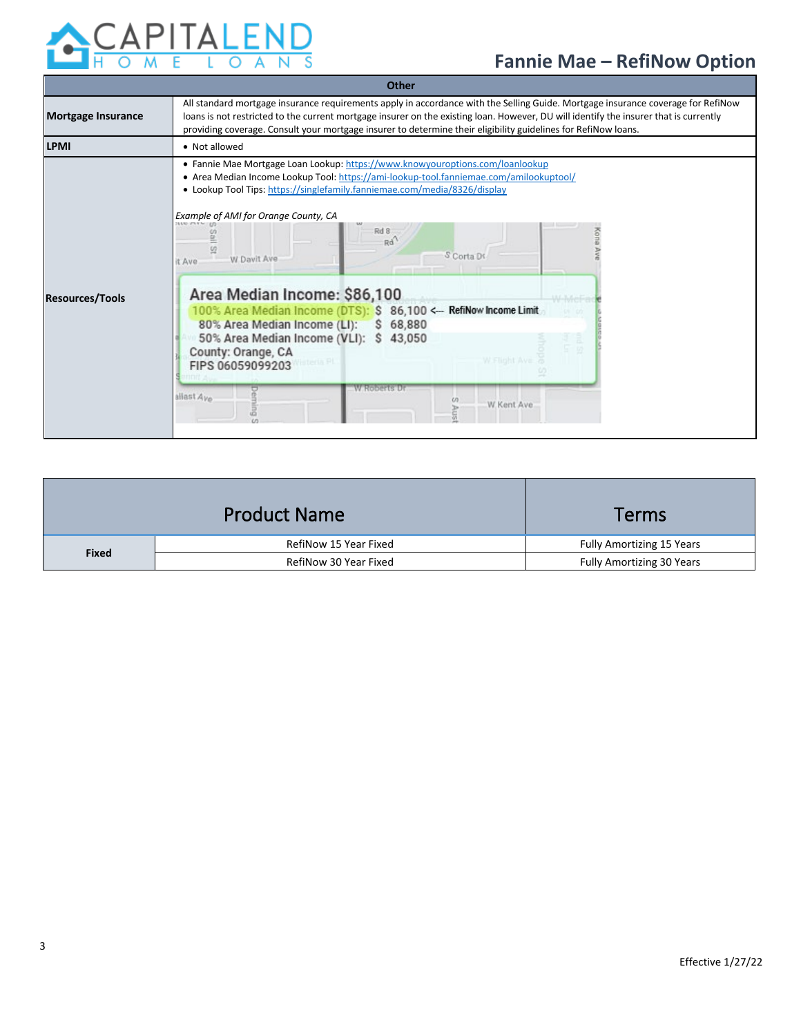# Fannie Mae – RefiNow Option

| Other | |
|---|---|
| **Mortgage Insurance** | All standard mortgage insurance requirements apply in accordance with the Selling Guide. Mortgage insurance coverage for RefiNow loans is not restricted to the current mortgage insurer on the existing loan. However, DU will identify the insurer that is currently providing coverage. Consult your mortgage insurer to determine their eligibility guidelines for RefiNow loans. |
| **LPMI** | • Not allowed |
| **Resources/Tools** | • Fannie Mae Mortgage Loan Lookup: https://www.knowyouroptions.com/loanlookup<br>• Area Median Income Lookup Tool: https://ami-lookup-tool.fanniemae.com/amilookuptool/<br>• Lookup Tool Tips: https://singlefamily.fanniemae.com/media/8326/display<br><br>*Example of AMI for Orange County, CA*<br>Area Median Income: $86,100<br>100% Area Median Income (DTS): $ 86,100 <— RefiNow Income Limit<br>80% Area Median Income (LI): $ 68,880<br>50% Area Median Income (VLI): $ 43,050<br>County: Orange, CA<br>FIPS 06059099203 |

| Product Name | | Terms |
|---|---|---|
| **Fixed** | RefiNow 15 Year Fixed | Fully Amortizing 15 Years |
| | RefiNow 30 Year Fixed | Fully Amortizing 30 Years |

Effective 1/27/22